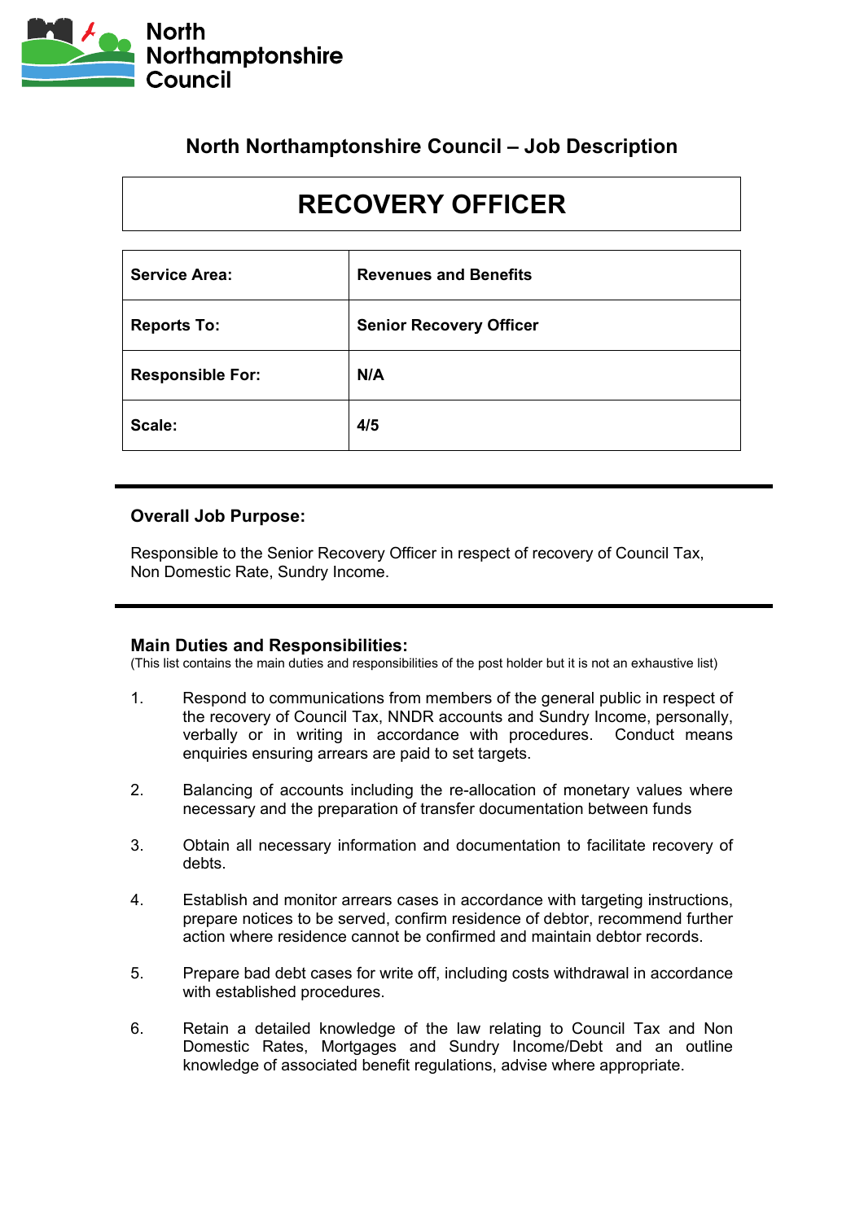North Northamptonshire Council

## North Northamptonshire Council – Job Description

# RECOVERY OFFICER

| | |
|---|---|
| **Service Area:** | **Revenues and Benefits** |
| **Reports To:** | **Senior Recovery Officer** |
| **Responsible For:** | **N/A** |
| **Scale:** | **4/5** |

### Overall Job Purpose:

Responsible to the Senior Recovery Officer in respect of recovery of Council Tax, Non Domestic Rate, Sundry Income.

### Main Duties and Responsibilities:

(This list contains the main duties and responsibilities of the post holder but it is not an exhaustive list)

1. Respond to communications from members of the general public in respect of the recovery of Council Tax, NNDR accounts and Sundry Income, personally, verbally or in writing in accordance with procedures. Conduct means enquiries ensuring arrears are paid to set targets.

2. Balancing of accounts including the re-allocation of monetary values where necessary and the preparation of transfer documentation between funds

3. Obtain all necessary information and documentation to facilitate recovery of debts.

4. Establish and monitor arrears cases in accordance with targeting instructions, prepare notices to be served, confirm residence of debtor, recommend further action where residence cannot be confirmed and maintain debtor records.

5. Prepare bad debt cases for write off, including costs withdrawal in accordance with established procedures.

6. Retain a detailed knowledge of the law relating to Council Tax and Non Domestic Rates, Mortgages and Sundry Income/Debt and an outline knowledge of associated benefit regulations, advise where appropriate.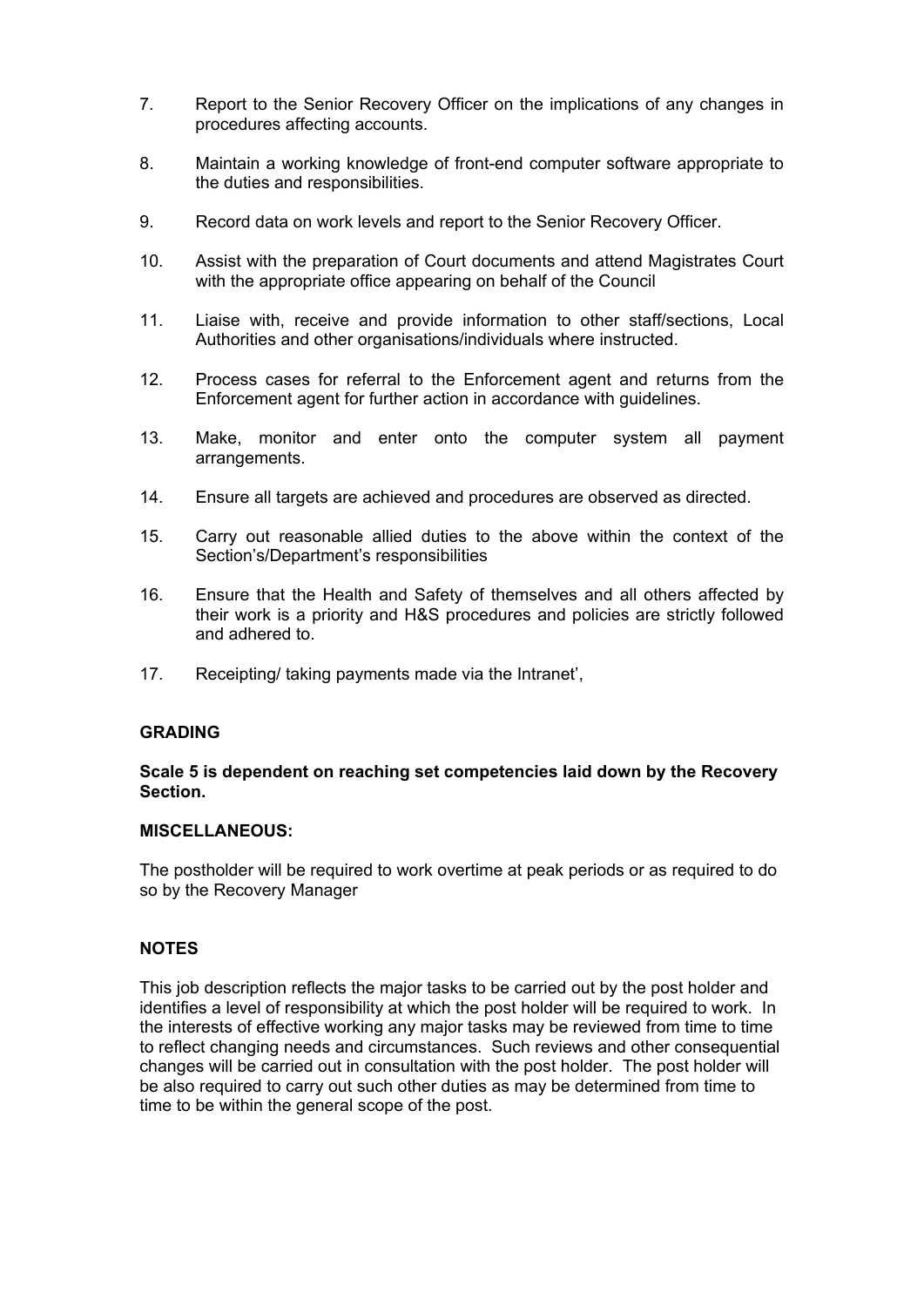7. Report to the Senior Recovery Officer on the implications of any changes in procedures affecting accounts.

8. Maintain a working knowledge of front-end computer software appropriate to the duties and responsibilities.

9. Record data on work levels and report to the Senior Recovery Officer.

10. Assist with the preparation of Court documents and attend Magistrates Court with the appropriate office appearing on behalf of the Council

11. Liaise with, receive and provide information to other staff/sections, Local Authorities and other organisations/individuals where instructed.

12. Process cases for referral to the Enforcement agent and returns from the Enforcement agent for further action in accordance with guidelines.

13. Make, monitor and enter onto the computer system all payment arrangements.

14. Ensure all targets are achieved and procedures are observed as directed.

15. Carry out reasonable allied duties to the above within the context of the Section's/Department's responsibilities

16. Ensure that the Health and Safety of themselves and all others affected by their work is a priority and H&S procedures and policies are strictly followed and adhered to.

17. Receipting/ taking payments made via the Intranet',

**GRADING**

**Scale 5 is dependent on reaching set competencies laid down by the Recovery Section.**

**MISCELLANEOUS:**

The postholder will be required to work overtime at peak periods or as required to do so by the Recovery Manager

**NOTES**

This job description reflects the major tasks to be carried out by the post holder and identifies a level of responsibility at which the post holder will be required to work. In the interests of effective working any major tasks may be reviewed from time to time to reflect changing needs and circumstances. Such reviews and other consequential changes will be carried out in consultation with the post holder. The post holder will be also required to carry out such other duties as may be determined from time to time to be within the general scope of the post.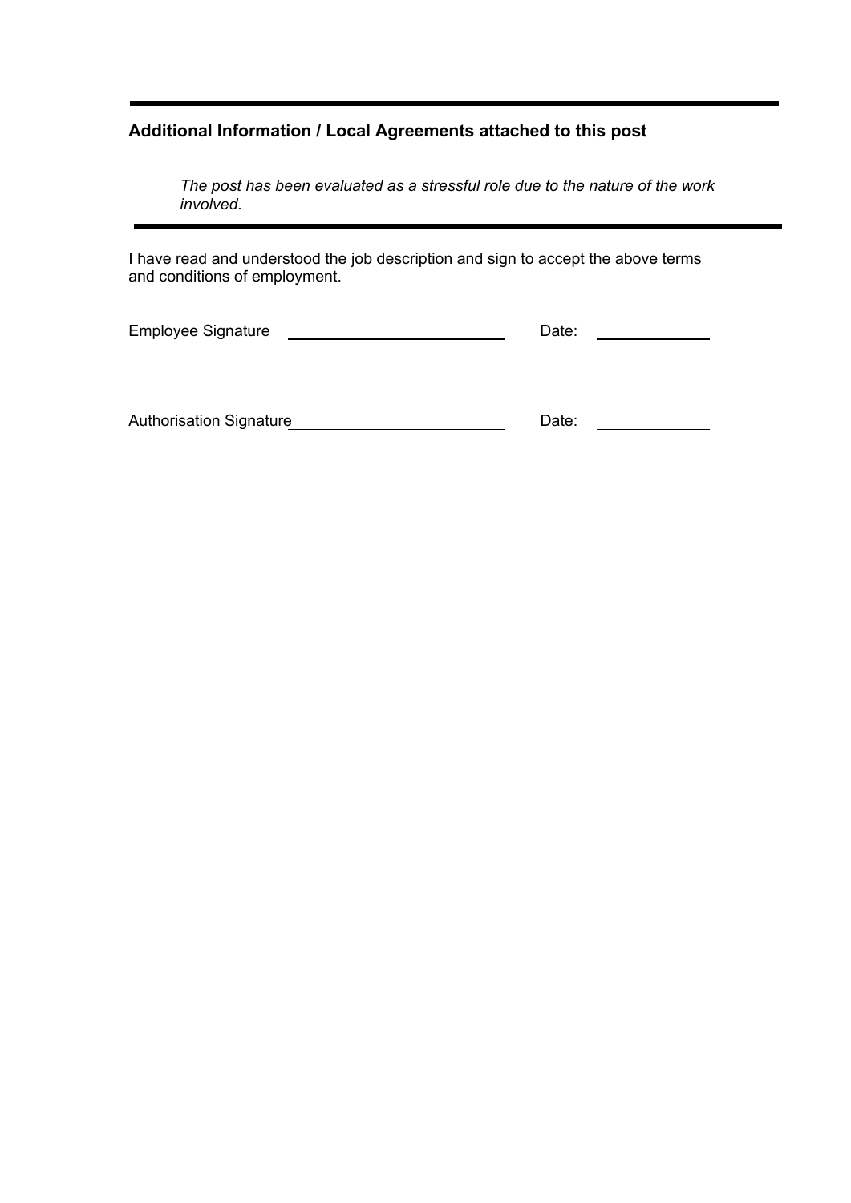---

**Additional Information / Local Agreements attached to this post**

*The post has been evaluated as a stressful role due to the nature of the work involved.*

---

I have read and understood the job description and sign to accept the above terms and conditions of employment.

Employee Signature \_\_\_\_\_\_\_\_\_\_\_\_\_\_\_\_\_\_\_\_\_\_\_\_\_ Date: \_\_\_\_\_\_\_\_\_\_\_\_\_

Authorisation Signature \_\_\_\_\_\_\_\_\_\_\_\_\_\_\_\_\_\_\_\_\_\_\_\_\_ Date: \_\_\_\_\_\_\_\_\_\_\_\_\_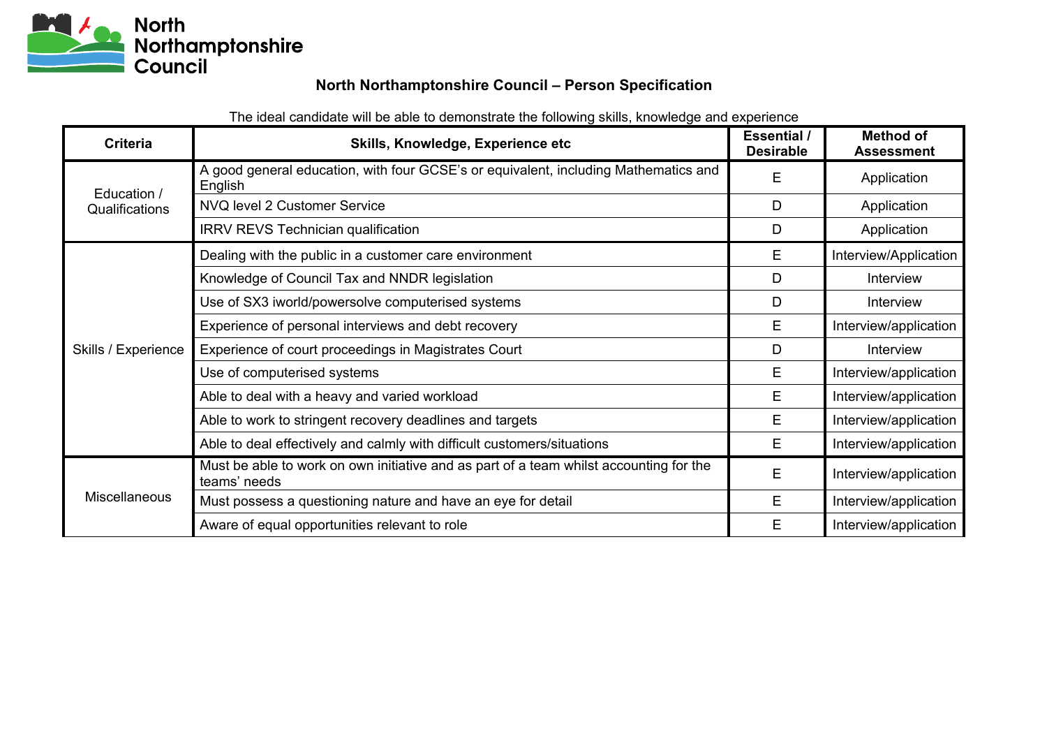North Northamptonshire Council

# North Northamptonshire Council – Person Specification

The ideal candidate will be able to demonstrate the following skills, knowledge and experience

| Criteria | Skills, Knowledge, Experience etc | Essential / Desirable | Method of Assessment |
|---|---|---|---|
| Education / Qualifications | A good general education, with four GCSE's or equivalent, including Mathematics and English | E | Application |
| | NVQ level 2 Customer Service | D | Application |
| | IRRV REVS Technician qualification | D | Application |
| Skills / Experience | Dealing with the public in a customer care environment | E | Interview/Application |
| | Knowledge of Council Tax and NNDR legislation | D | Interview |
| | Use of SX3 iworld/powersolve computerised systems | D | Interview |
| | Experience of personal interviews and debt recovery | E | Interview/application |
| | Experience of court proceedings in Magistrates Court | D | Interview |
| | Use of computerised systems | E | Interview/application |
| | Able to deal with a heavy and varied workload | E | Interview/application |
| | Able to work to stringent recovery deadlines and targets | E | Interview/application |
| | Able to deal effectively and calmly with difficult customers/situations | E | Interview/application |
| Miscellaneous | Must be able to work on own initiative and as part of a team whilst accounting for the teams' needs | E | Interview/application |
| | Must possess a questioning nature and have an eye for detail | E | Interview/application |
| | Aware of equal opportunities relevant to role | E | Interview/application |